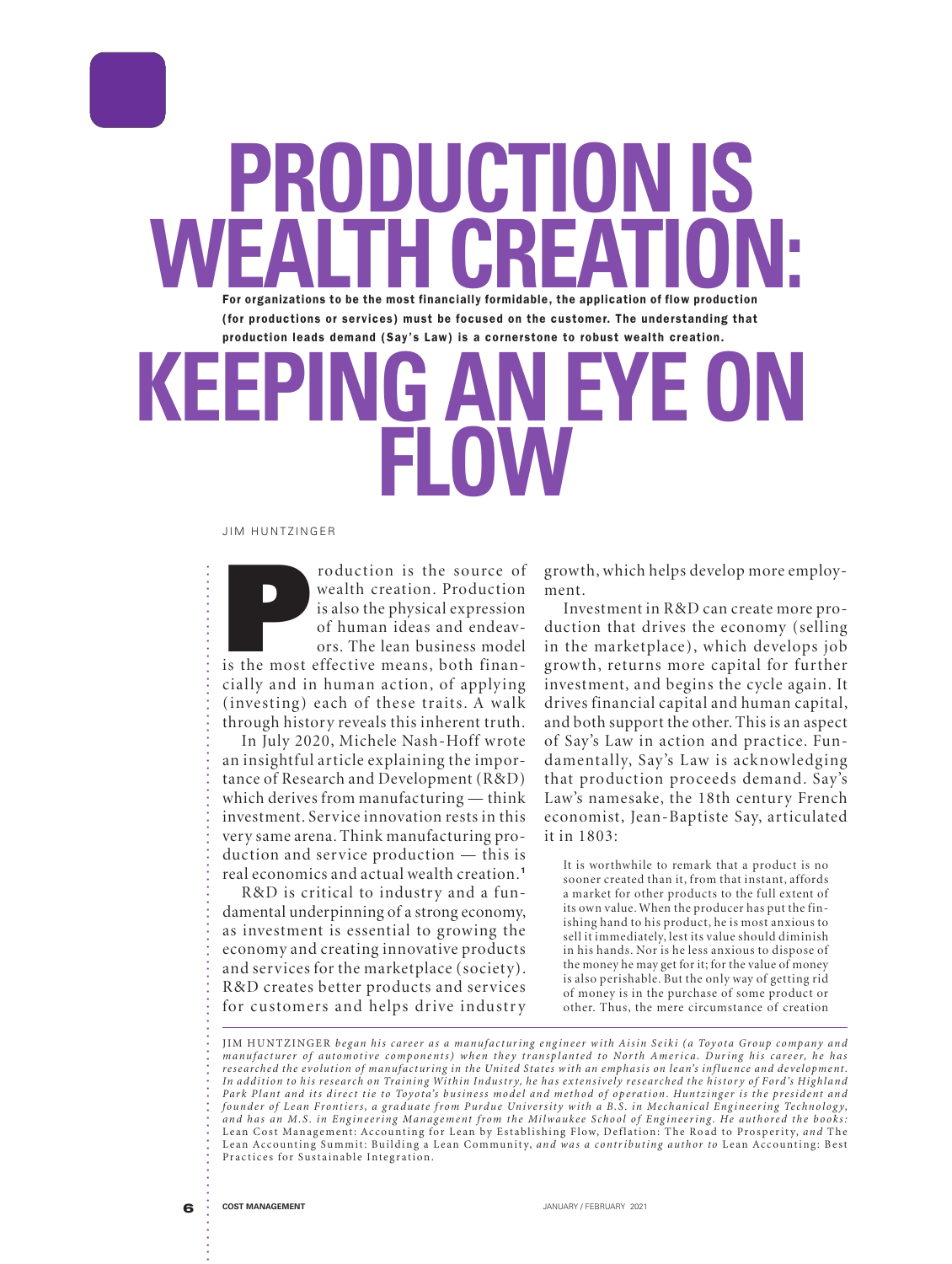# PRODUCTION IS WEALTH CREATION: KEEPING AN EYE ON FLOW

**For organizations to be the most financially formidable, the application of flow production (for productions or services) must be focused on the customer. The understanding that production leads demand (Say's Law) is a cornerstone to robust wealth creation.**

JIM HUNTZINGER

Production is the source of wealth creation. Production is also the physical expression of human ideas and endeavors. The lean business model is the most effective means, both financially and in human action, of applying (investing) each of these traits. A walk through history reveals this inherent truth.

In July 2020, Michele Nash-Hoff wrote an insightful article explaining the importance of Research and Development (R&D) which derives from manufacturing — think investment. Service innovation rests in this very same arena. Think manufacturing production and service production — this is real economics and actual wealth creation.[1]

R&D is critical to industry and a fundamental underpinning of a strong economy, as investment is essential to growing the economy and creating innovative products and services for the marketplace (society). R&D creates better products and services for customers and helps drive industry growth, which helps develop more employment.

Investment in R&D can create more production that drives the economy (selling in the marketplace), which develops job growth, returns more capital for further investment, and begins the cycle again. It drives financial capital and human capital, and both support the other. This is an aspect of Say's Law in action and practice. Fundamentally, Say's Law is acknowledging that production proceeds demand. Say's Law's namesake, the 18th century French economist, Jean-Baptiste Say, articulated it in 1803:

> It is worthwhile to remark that a product is no sooner created than it, from that instant, affords a market for other products to the full extent of its own value. When the producer has put the finishing hand to his product, he is most anxious to sell it immediately, lest its value should diminish in his hands. Nor is he less anxious to dispose of the money he may get for it; for the value of money is also perishable. But the only way of getting rid of money is in the purchase of some product or other. Thus, the mere circumstance of creation

---

JIM HUNTZINGER *began his career as a manufacturing engineer with Aisin Seiki (a Toyota Group company and manufacturer of automotive components) when they transplanted to North America. During his career, he has researched the evolution of manufacturing in the United States with an emphasis on lean's influence and development. In addition to his research on Training Within Industry, he has extensively researched the history of Ford's Highland Park Plant and its direct tie to Toyota's business model and method of operation. Huntzinger is the president and founder of Lean Frontiers, a graduate from Purdue University with a B.S. in Mechanical Engineering Technology, and has an M.S. in Engineering Management from the Milwaukee School of Engineering. He authored the books:* Lean Cost Management: Accounting for Lean by Establishing Flow, Deflation: The Road to Prosperity, *and* The Lean Accounting Summit: Building a Lean Community, *and was a contributing author to* Lean Accounting: Best Practices for Sustainable Integration.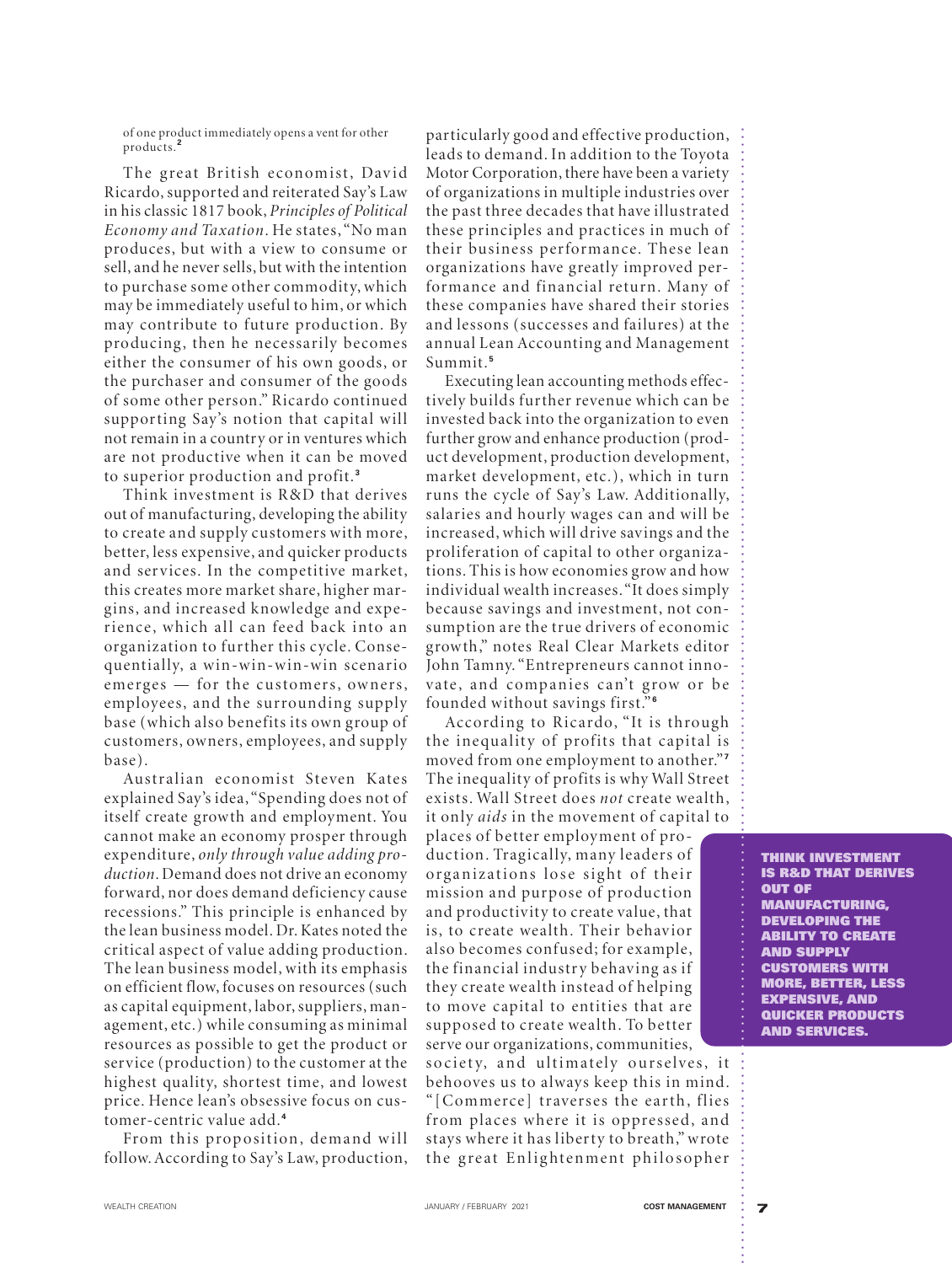of one product immediately opens a vent for other products.[2]

The great British economist, David Ricardo, supported and reiterated Say's Law in his classic 1817 book, *Principles of Political Economy and Taxation*. He states, "No man produces, but with a view to consume or sell, and he never sells, but with the intention to purchase some other commodity, which may be immediately useful to him, or which may contribute to future production. By producing, then he necessarily becomes either the consumer of his own goods, or the purchaser and consumer of the goods of some other person." Ricardo continued supporting Say's notion that capital will not remain in a country or in ventures which are not productive when it can be moved to superior production and profit.[3]

Think investment is R&D that derives out of manufacturing, developing the ability to create and supply customers with more, better, less expensive, and quicker products and services. In the competitive market, this creates more market share, higher margins, and increased knowledge and experience, which all can feed back into an organization to further this cycle. Consequentially, a win-win-win-win scenario emerges — for the customers, owners, employees, and the surrounding supply base (which also benefits its own group of customers, owners, employees, and supply base).

Australian economist Steven Kates explained Say's idea, "Spending does not of itself create growth and employment. You cannot make an economy prosper through expenditure, *only through value adding production*. Demand does not drive an economy forward, nor does demand deficiency cause recessions." This principle is enhanced by the lean business model. Dr. Kates noted the critical aspect of value adding production. The lean business model, with its emphasis on efficient flow, focuses on resources (such as capital equipment, labor, suppliers, management, etc.) while consuming as minimal resources as possible to get the product or service (production) to the customer at the highest quality, shortest time, and lowest price. Hence lean's obsessive focus on customer-centric value add.[4]

From this proposition, demand will follow. According to Say's Law, production, particularly good and effective production, leads to demand. In addition to the Toyota Motor Corporation, there have been a variety of organizations in multiple industries over the past three decades that have illustrated these principles and practices in much of their business performance. These lean organizations have greatly improved performance and financial return. Many of these companies have shared their stories and lessons (successes and failures) at the annual Lean Accounting and Management Summit.[5]

Executing lean accounting methods effectively builds further revenue which can be invested back into the organization to even further grow and enhance production (product development, production development, market development, etc.), which in turn runs the cycle of Say's Law. Additionally, salaries and hourly wages can and will be increased, which will drive savings and the proliferation of capital to other organizations. This is how economies grow and how individual wealth increases. "It does simply because savings and investment, not consumption are the true drivers of economic growth," notes Real Clear Markets editor John Tamny. "Entrepreneurs cannot innovate, and companies can't grow or be founded without savings first."[6]

According to Ricardo, "It is through the inequality of profits that capital is moved from one employment to another."[7] The inequality of profits is why Wall Street exists. Wall Street does *not* create wealth, it only *aids* in the movement of capital to places of better employment of production. Tragically, many leaders of organizations lose sight of their mission and purpose of production and productivity to create value, that is, to create wealth. Their behavior also becomes confused; for example, the financial industry behaving as if they create wealth instead of helping to move capital to entities that are supposed to create wealth. To better serve our organizations, communities, society, and ultimately ourselves, it behooves us to always keep this in mind. "[Commerce] traverses the earth, flies from places where it is oppressed, and stays where it has liberty to breath," wrote the great Enlightenment philosopher

**THINK INVESTMENT IS R&D THAT DERIVES OUT OF MANUFACTURING, DEVELOPING THE ABILITY TO CREATE AND SUPPLY CUSTOMERS WITH MORE, BETTER, LESS EXPENSIVE, AND QUICKER PRODUCTS AND SERVICES.**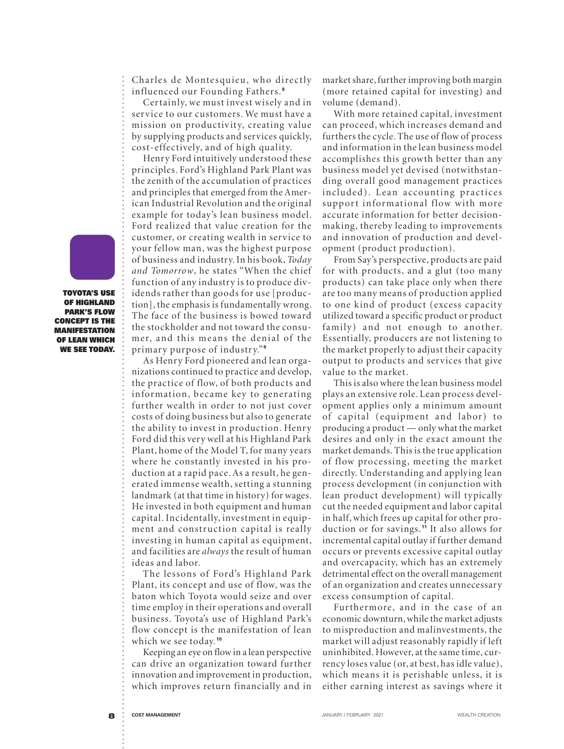Charles de Montesquieu, who directly influenced our Founding Fathers.[8]

Certainly, we must invest wisely and in service to our customers. We must have a mission on productivity, creating value by supplying products and services quickly, cost-effectively, and of high quality.

Henry Ford intuitively understood these principles. Ford's Highland Park Plant was the zenith of the accumulation of practices and principles that emerged from the American Industrial Revolution and the original example for today's lean business model. Ford realized that value creation for the customer, or creating wealth in service to your fellow man, was the highest purpose of business and industry. In his book, *Today and Tomorrow*, he states "When the chief function of any industry is to produce dividends rather than goods for use [production], the emphasis is fundamentally wrong. The face of the business is bowed toward the stockholder and not toward the consumer, and this means the denial of the primary purpose of industry."[9]

As Henry Ford pioneered and lean organizations continued to practice and develop, the practice of flow, of both products and information, became key to generating further wealth in order to not just cover costs of doing business but also to generate the ability to invest in production. Henry Ford did this very well at his Highland Park Plant, home of the Model T, for many years where he constantly invested in his production at a rapid pace. As a result, he generated immense wealth, setting a stunning landmark (at that time in history) for wages. He invested in both equipment and human capital. Incidentally, investment in equipment and construction capital is really investing in human capital as equipment, and facilities are *always* the result of human ideas and labor.

The lessons of Ford's Highland Park Plant, its concept and use of flow, was the baton which Toyota would seize and over time employ in their operations and overall business. Toyota's use of Highland Park's flow concept is the manifestation of lean which we see today.[10]

**TOYOTA'S USE OF HIGHLAND PARK'S FLOW CONCEPT IS THE MANIFESTATION OF LEAN WHICH WE SEE TODAY.**

Keeping an eye on flow in a lean perspective can drive an organization toward further innovation and improvement in production, which improves return financially and in market share, further improving both margin (more retained capital for investing) and volume (demand).

With more retained capital, investment can proceed, which increases demand and furthers the cycle. The use of flow of process and information in the lean business model accomplishes this growth better than any business model yet devised (notwithstanding overall good management practices included). Lean accounting practices support informational flow with more accurate information for better decision-making, thereby leading to improvements and innovation of production and development (product production).

From Say's perspective, products are paid for with products, and a glut (too many products) can take place only when there are too many means of production applied to one kind of product (excess capacity utilized toward a specific product or product family) and not enough to another. Essentially, producers are not listening to the market properly to adjust their capacity output to products and services that give value to the market.

This is also where the lean business model plays an extensive role. Lean process development applies only a minimum amount of capital (equipment and labor) to producing a product — only what the market desires and only in the exact amount the market demands. This is the true application of flow processing, meeting the market directly. Understanding and applying lean process development (in conjunction with lean product development) will typically cut the needed equipment and labor capital in half, which frees up capital for other production or for savings.[11] It also allows for incremental capital outlay if further demand occurs or prevents excessive capital outlay and overcapacity, which has an extremely detrimental effect on the overall management of an organization and creates unnecessary excess consumption of capital.

Furthermore, and in the case of an economic downturn, while the market adjusts to misproduction and malinvestments, the market will adjust reasonably rapidly if left uninhibited. However, at the same time, currency loses value (or, at best, has idle value), which means it is perishable unless, it is either earning interest as savings where it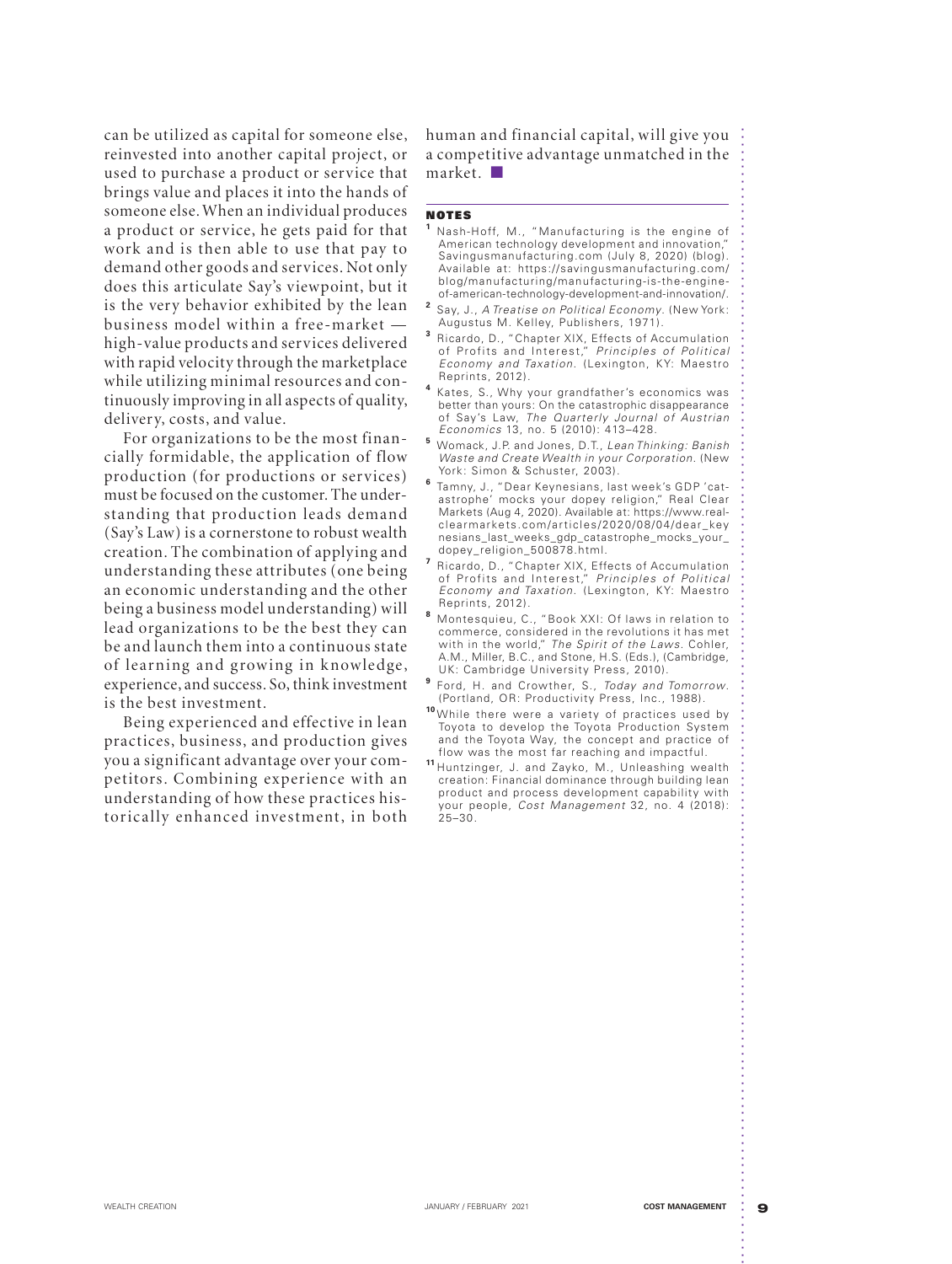can be utilized as capital for someone else, reinvested into another capital project, or used to purchase a product or service that brings value and places it into the hands of someone else. When an individual produces a product or service, he gets paid for that work and is then able to use that pay to demand other goods and services. Not only does this articulate Say's viewpoint, but it is the very behavior exhibited by the lean business model within a free-market — high-value products and services delivered with rapid velocity through the marketplace while utilizing minimal resources and continuously improving in all aspects of quality, delivery, costs, and value.

For organizations to be the most financially formidable, the application of flow production (for productions or services) must be focused on the customer. The understanding that production leads demand (Say's Law) is a cornerstone to robust wealth creation. The combination of applying and understanding these attributes (one being an economic understanding and the other being a business model understanding) will lead organizations to be the best they can be and launch them into a continuous state of learning and growing in knowledge, experience, and success. So, think investment is the best investment.

Being experienced and effective in lean practices, business, and production gives you a significant advantage over your competitors. Combining experience with an understanding of how these practices historically enhanced investment, in both human and financial capital, will give you a competitive advantage unmatched in the market. ■

## NOTES

1. Nash-Hoff, M., "Manufacturing is the engine of American technology development and innovation," Savingusmanufacturing.com (July 8, 2020) (blog). Available at: https://savingusmanufacturing.com/blog/manufacturing/manufacturing-is-the-engine-of-american-technology-development-and-innovation/.
2. Say, J., *A Treatise on Political Economy*. (New York: Augustus M. Kelley, Publishers, 1971).
3. Ricardo, D., "Chapter XIX, Effects of Accumulation of Profits and Interest," *Principles of Political Economy and Taxation*. (Lexington, KY: Maestro Reprints, 2012).
4. Kates, S., Why your grandfather's economics was better than yours: On the catastrophic disappearance of Say's Law, *The Quarterly Journal of Austrian Economics* 13, no. 5 (2010): 413–428.
5. Womack, J.P. and Jones, D.T., *Lean Thinking: Banish Waste and Create Wealth in your Corporation*. (New York: Simon & Schuster, 2003).
6. Tamny, J., "Dear Keynesians, last week's GDP 'catastrophe' mocks your dopey religion," Real Clear Markets (Aug 4, 2020). Available at: https://www.realclearmarkets.com/articles/2020/08/04/dear_keynesians_last_weeks_gdp_catastrophe_mocks_your_dopey_religion_500878.html.
7. Ricardo, D., "Chapter XIX, Effects of Accumulation of Profits and Interest," *Principles of Political Economy and Taxation*. (Lexington, KY: Maestro Reprints, 2012).
8. Montesquieu, C., "Book XXI: Of laws in relation to commerce, considered in the revolutions it has met with in the world," *The Spirit of the Laws*. Cohler, A.M., Miller, B.C., and Stone, H.S. (Eds.), (Cambridge, UK: Cambridge University Press, 2010).
9. Ford, H. and Crowther, S., *Today and Tomorrow*. (Portland, OR: Productivity Press, Inc., 1988).
10. While there were a variety of practices used by Toyota to develop the Toyota Production System and the Toyota Way, the concept and practice of flow was the most far reaching and impactful.
11. Huntzinger, J. and Zayko, M., Unleashing wealth creation: Financial dominance through building lean product and process development capability with your people, *Cost Management* 32, no. 4 (2018): 25–30.